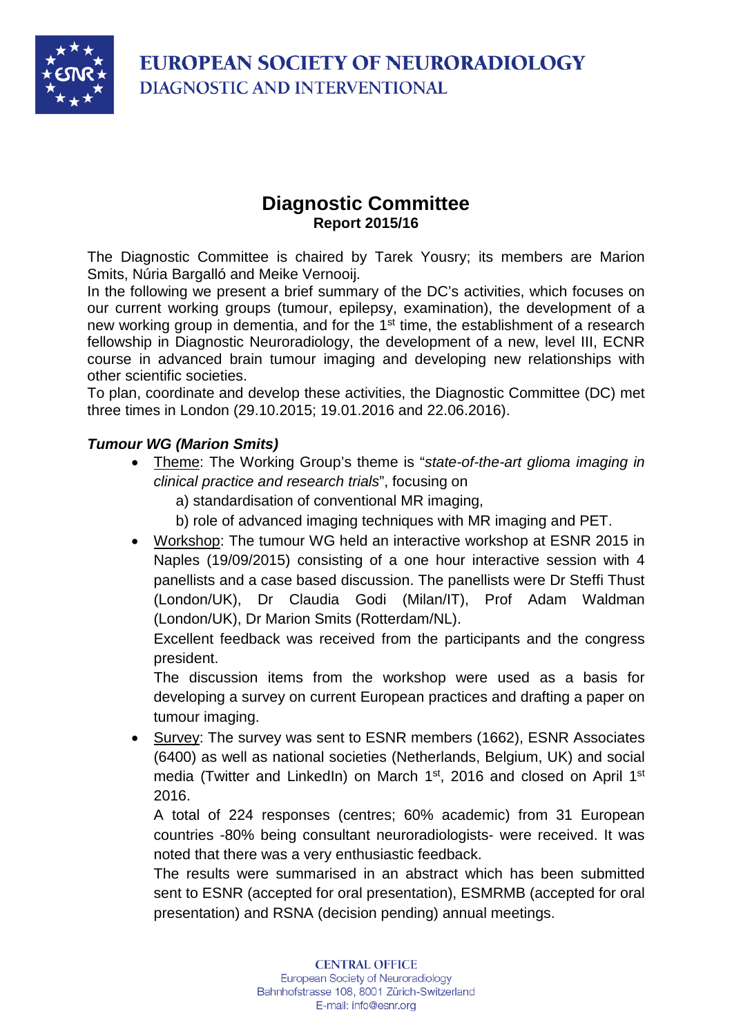# EUROPEAN SOCIETY OF NEURORADIOLOGY
## DIAGNOSTIC AND INTERVENTIONAL

## Diagnostic Committee
**Report 2015/16**

The Diagnostic Committee is chaired by Tarek Yousry; its members are Marion Smits, Núria Bargalló and Meike Vernooij.

In the following we present a brief summary of the DC's activities, which focuses on our current working groups (tumour, epilepsy, examination), the development of a new working group in dementia, and for the 1st time, the establishment of a research fellowship in Diagnostic Neuroradiology, the development of a new, level III, ECNR course in advanced brain tumour imaging and developing new relationships with other scientific societies.

To plan, coordinate and develop these activities, the Diagnostic Committee (DC) met three times in London (29.10.2015; 19.01.2016 and 22.06.2016).

***Tumour WG (Marion Smits)***

- Theme: The Working Group's theme is "*state-of-the-art glioma imaging in clinical practice and research trials*", focusing on
  a) standardisation of conventional MR imaging,
  b) role of advanced imaging techniques with MR imaging and PET.
- Workshop: The tumour WG held an interactive workshop at ESNR 2015 in Naples (19/09/2015) consisting of a one hour interactive session with 4 panellists and a case based discussion. The panellists were Dr Steffi Thust (London/UK), Dr Claudia Godi (Milan/IT), Prof Adam Waldman (London/UK), Dr Marion Smits (Rotterdam/NL).

  Excellent feedback was received from the participants and the congress president.

  The discussion items from the workshop were used as a basis for developing a survey on current European practices and drafting a paper on tumour imaging.
- Survey: The survey was sent to ESNR members (1662), ESNR Associates (6400) as well as national societies (Netherlands, Belgium, UK) and social media (Twitter and LinkedIn) on March 1st, 2016 and closed on April 1st 2016.

  A total of 224 responses (centres; 60% academic) from 31 European countries -80% being consultant neuroradiologists- were received. It was noted that there was a very enthusiastic feedback.

  The results were summarised in an abstract which has been submitted sent to ESNR (accepted for oral presentation), ESMRMB (accepted for oral presentation) and RSNA (decision pending) annual meetings.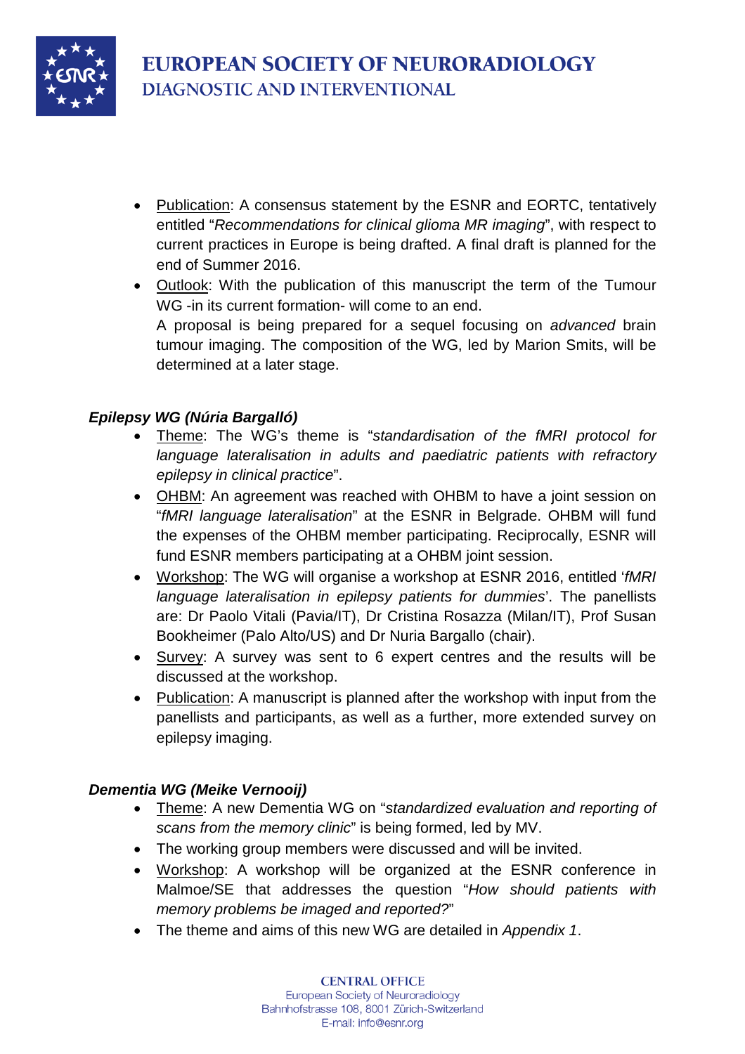- Publication: A consensus statement by the ESNR and EORTC, tentatively entitled "*Recommendations for clinical glioma MR imaging*", with respect to current practices in Europe is being drafted. A final draft is planned for the end of Summer 2016.
- Outlook: With the publication of this manuscript the term of the Tumour WG -in its current formation- will come to an end.
  A proposal is being prepared for a sequel focusing on *advanced* brain tumour imaging. The composition of the WG, led by Marion Smits, will be determined at a later stage.

***Epilepsy WG (Núria Bargalló)***

- Theme: The WG's theme is "*standardisation of the fMRI protocol for language lateralisation in adults and paediatric patients with refractory epilepsy in clinical practice*".
- OHBM: An agreement was reached with OHBM to have a joint session on "*fMRI language lateralisation*" at the ESNR in Belgrade. OHBM will fund the expenses of the OHBM member participating. Reciprocally, ESNR will fund ESNR members participating at a OHBM joint session.
- Workshop: The WG will organise a workshop at ESNR 2016, entitled '*fMRI language lateralisation in epilepsy patients for dummies*'. The panellists are: Dr Paolo Vitali (Pavia/IT), Dr Cristina Rosazza (Milan/IT), Prof Susan Bookheimer (Palo Alto/US) and Dr Nuria Bargallo (chair).
- Survey: A survey was sent to 6 expert centres and the results will be discussed at the workshop.
- Publication: A manuscript is planned after the workshop with input from the panellists and participants, as well as a further, more extended survey on epilepsy imaging.

***Dementia WG (Meike Vernooij)***

- Theme: A new Dementia WG on "*standardized evaluation and reporting of scans from the memory clinic*" is being formed, led by MV.
- The working group members were discussed and will be invited.
- Workshop: A workshop will be organized at the ESNR conference in Malmoe/SE that addresses the question "*How should patients with memory problems be imaged and reported?*"
- The theme and aims of this new WG are detailed in *Appendix 1*.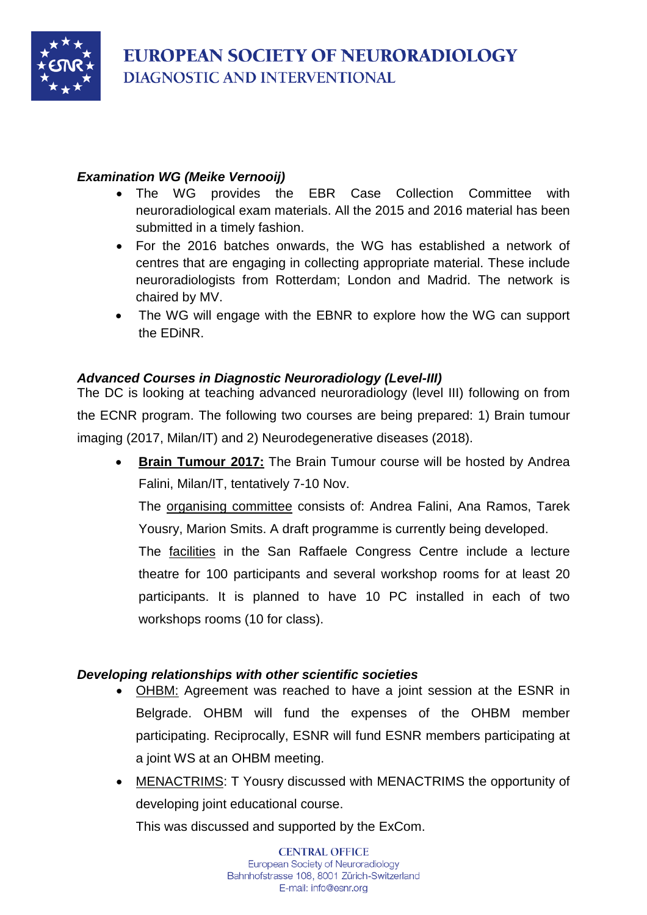***Examination WG (Meike Vernooij)***

- The WG provides the EBR Case Collection Committee with neuroradiological exam materials. All the 2015 and 2016 material has been submitted in a timely fashion.
- For the 2016 batches onwards, the WG has established a network of centres that are engaging in collecting appropriate material. These include neuroradiologists from Rotterdam; London and Madrid. The network is chaired by MV.
- The WG will engage with the EBNR to explore how the WG can support the EDiNR.

***Advanced Courses in Diagnostic Neuroradiology (Level-III)***

The DC is looking at teaching advanced neuroradiology (level III) following on from the ECNR program. The following two courses are being prepared: 1) Brain tumour imaging (2017, Milan/IT) and 2) Neurodegenerative diseases (2018).

- **Brain Tumour 2017:** The Brain Tumour course will be hosted by Andrea Falini, Milan/IT, tentatively 7-10 Nov.

  The organising committee consists of: Andrea Falini, Ana Ramos, Tarek Yousry, Marion Smits. A draft programme is currently being developed.

  The facilities in the San Raffaele Congress Centre include a lecture theatre for 100 participants and several workshop rooms for at least 20 participants. It is planned to have 10 PC installed in each of two workshops rooms (10 for class).

***Developing relationships with other scientific societies***

- OHBM: Agreement was reached to have a joint session at the ESNR in Belgrade. OHBM will fund the expenses of the OHBM member participating. Reciprocally, ESNR will fund ESNR members participating at a joint WS at an OHBM meeting.
- MENACTRIMS: T Yousry discussed with MENACTRIMS the opportunity of developing joint educational course.

  This was discussed and supported by the ExCom.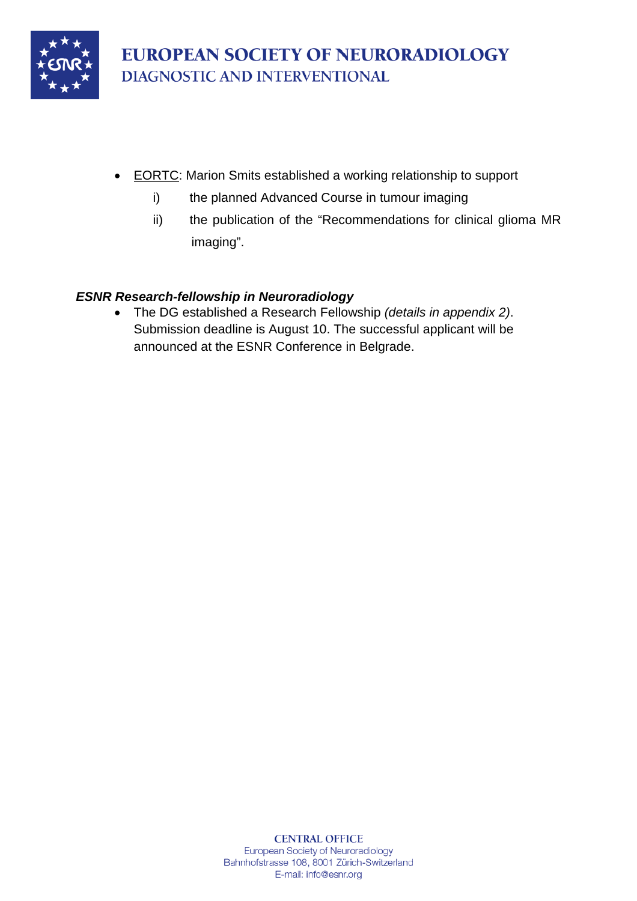- EORTC: Marion Smits established a working relationship to support
  i) the planned Advanced Course in tumour imaging
  ii) the publication of the "Recommendations for clinical glioma MR imaging".

***ESNR Research-fellowship in Neuroradiology***

- The DG established a Research Fellowship *(details in appendix 2)*. Submission deadline is August 10. The successful applicant will be announced at the ESNR Conference in Belgrade.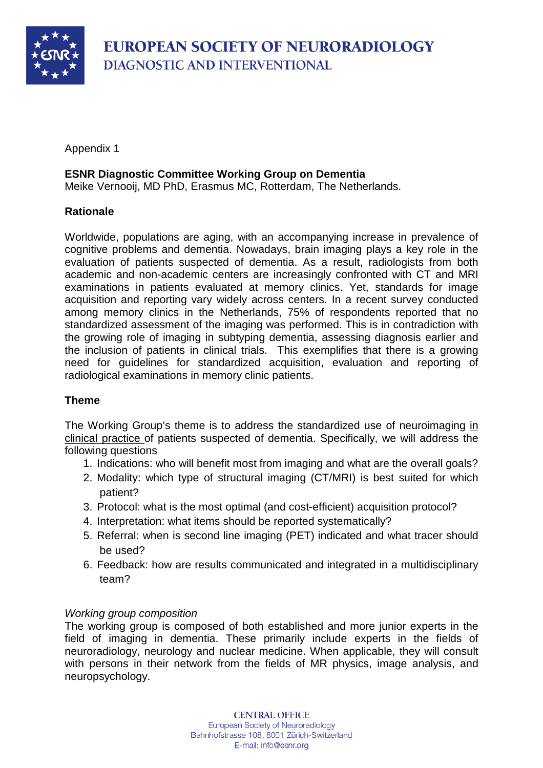Appendix 1

**ESNR Diagnostic Committee Working Group on Dementia**
Meike Vernooij, MD PhD, Erasmus MC, Rotterdam, The Netherlands.

**Rationale**

Worldwide, populations are aging, with an accompanying increase in prevalence of cognitive problems and dementia. Nowadays, brain imaging plays a key role in the evaluation of patients suspected of dementia. As a result, radiologists from both academic and non-academic centers are increasingly confronted with CT and MRI examinations in patients evaluated at memory clinics. Yet, standards for image acquisition and reporting vary widely across centers. In a recent survey conducted among memory clinics in the Netherlands, 75% of respondents reported that no standardized assessment of the imaging was performed. This is in contradiction with the growing role of imaging in subtyping dementia, assessing diagnosis earlier and the inclusion of patients in clinical trials. This exemplifies that there is a growing need for guidelines for standardized acquisition, evaluation and reporting of radiological examinations in memory clinic patients.

**Theme**

The Working Group's theme is to address the standardized use of neuroimaging in clinical practice of patients suspected of dementia. Specifically, we will address the following questions

1. Indications: who will benefit most from imaging and what are the overall goals?
2. Modality: which type of structural imaging (CT/MRI) is best suited for which patient?
3. Protocol: what is the most optimal (and cost-efficient) acquisition protocol?
4. Interpretation: what items should be reported systematically?
5. Referral: when is second line imaging (PET) indicated and what tracer should be used?
6. Feedback: how are results communicated and integrated in a multidisciplinary team?

*Working group composition*
The working group is composed of both established and more junior experts in the field of imaging in dementia. These primarily include experts in the fields of neuroradiology, neurology and nuclear medicine. When applicable, they will consult with persons in their network from the fields of MR physics, image analysis, and neuropsychology.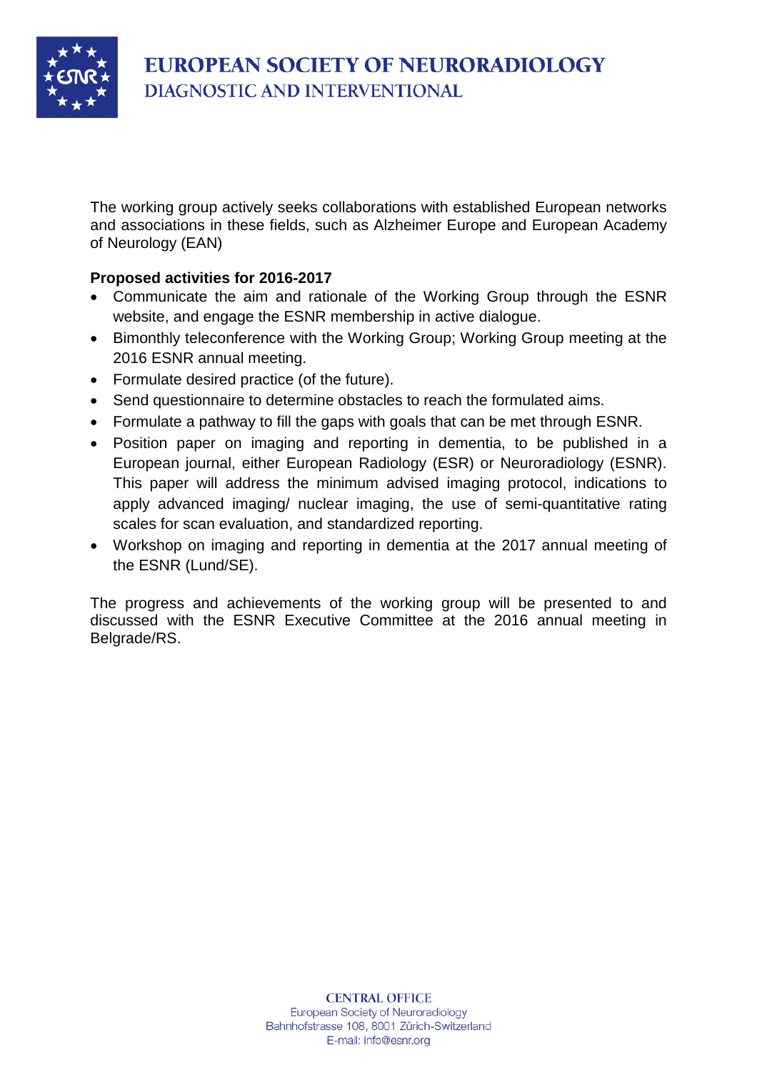The working group actively seeks collaborations with established European networks and associations in these fields, such as Alzheimer Europe and European Academy of Neurology (EAN)

**Proposed activities for 2016-2017**

- Communicate the aim and rationale of the Working Group through the ESNR website, and engage the ESNR membership in active dialogue.
- Bimonthly teleconference with the Working Group; Working Group meeting at the 2016 ESNR annual meeting.
- Formulate desired practice (of the future).
- Send questionnaire to determine obstacles to reach the formulated aims.
- Formulate a pathway to fill the gaps with goals that can be met through ESNR.
- Position paper on imaging and reporting in dementia, to be published in a European journal, either European Radiology (ESR) or Neuroradiology (ESNR). This paper will address the minimum advised imaging protocol, indications to apply advanced imaging/ nuclear imaging, the use of semi-quantitative rating scales for scan evaluation, and standardized reporting.
- Workshop on imaging and reporting in dementia at the 2017 annual meeting of the ESNR (Lund/SE).

The progress and achievements of the working group will be presented to and discussed with the ESNR Executive Committee at the 2016 annual meeting in Belgrade/RS.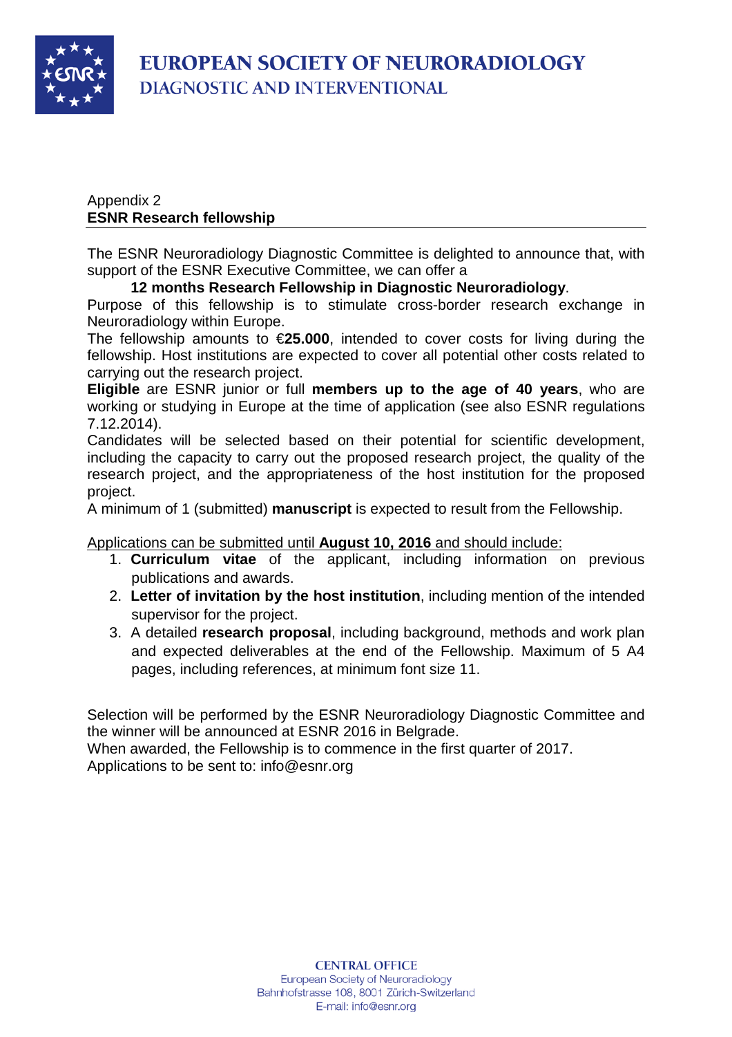# EUROPEAN SOCIETY OF NEURORADIOLOGY
## DIAGNOSTIC AND INTERVENTIONAL

Appendix 2
**ESNR Research fellowship**

The ESNR Neuroradiology Diagnostic Committee is delighted to announce that, with support of the ESNR Executive Committee, we can offer a

**12 months Research Fellowship in Diagnostic Neuroradiology**.

Purpose of this fellowship is to stimulate cross-border research exchange in Neuroradiology within Europe.

The fellowship amounts to €**25.000**, intended to cover costs for living during the fellowship. Host institutions are expected to cover all potential other costs related to carrying out the research project.

**Eligible** are ESNR junior or full **members up to the age of 40 years**, who are working or studying in Europe at the time of application (see also ESNR regulations 7.12.2014).

Candidates will be selected based on their potential for scientific development, including the capacity to carry out the proposed research project, the quality of the research project, and the appropriateness of the host institution for the proposed project.

A minimum of 1 (submitted) **manuscript** is expected to result from the Fellowship.

Applications can be submitted until **August 10, 2016** and should include:

1. **Curriculum vitae** of the applicant, including information on previous publications and awards.
2. **Letter of invitation by the host institution**, including mention of the intended supervisor for the project.
3. A detailed **research proposal**, including background, methods and work plan and expected deliverables at the end of the Fellowship. Maximum of 5 A4 pages, including references, at minimum font size 11.

Selection will be performed by the ESNR Neuroradiology Diagnostic Committee and the winner will be announced at ESNR 2016 in Belgrade.

When awarded, the Fellowship is to commence in the first quarter of 2017.

Applications to be sent to: info@esnr.org

CENTRAL OFFICE
European Society of Neuroradiology
Bahnhofstrasse 108, 8001 Zürich-Switzerland
E-mail: info@esnr.org